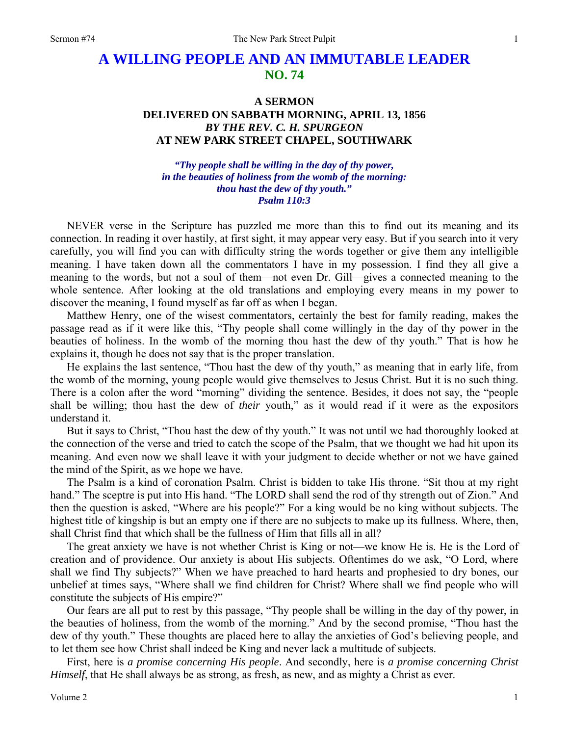# A WILLING PEOPLE AND AN IMMUTABLE LEADER
## NO. 74

### A SERMON
### DELIVERED ON SABBATH MORNING, APRIL 13, 1856
### *BY THE REV. C. H. SPURGEON*
### AT NEW PARK STREET CHAPEL, SOUTHWARK

*"Thy people shall be willing in the day of thy power,*
*in the beauties of holiness from the womb of the morning:*
*thou hast the dew of thy youth."*
*Psalm 110:3*

NEVER verse in the Scripture has puzzled me more than this to find out its meaning and its connection. In reading it over hastily, at first sight, it may appear very easy. But if you search into it very carefully, you will find you can with difficulty string the words together or give them any intelligible meaning. I have taken down all the commentators I have in my possession. I find they all give a meaning to the words, but not a soul of them—not even Dr. Gill—gives a connected meaning to the whole sentence. After looking at the old translations and employing every means in my power to discover the meaning, I found myself as far off as when I began.

Matthew Henry, one of the wisest commentators, certainly the best for family reading, makes the passage read as if it were like this, "Thy people shall come willingly in the day of thy power in the beauties of holiness. In the womb of the morning thou hast the dew of thy youth." That is how he explains it, though he does not say that is the proper translation.

He explains the last sentence, "Thou hast the dew of thy youth," as meaning that in early life, from the womb of the morning, young people would give themselves to Jesus Christ. But it is no such thing. There is a colon after the word "morning" dividing the sentence. Besides, it does not say, the "people shall be willing; thou hast the dew of *their* youth," as it would read if it were as the expositors understand it.

But it says to Christ, "Thou hast the dew of thy youth." It was not until we had thoroughly looked at the connection of the verse and tried to catch the scope of the Psalm, that we thought we had hit upon its meaning. And even now we shall leave it with your judgment to decide whether or not we have gained the mind of the Spirit, as we hope we have.

The Psalm is a kind of coronation Psalm. Christ is bidden to take His throne. "Sit thou at my right hand." The sceptre is put into His hand. "The LORD shall send the rod of thy strength out of Zion." And then the question is asked, "Where are his people?" For a king would be no king without subjects. The highest title of kingship is but an empty one if there are no subjects to make up its fullness. Where, then, shall Christ find that which shall be the fullness of Him that fills all in all?

The great anxiety we have is not whether Christ is King or not—we know He is. He is the Lord of creation and of providence. Our anxiety is about His subjects. Oftentimes do we ask, "O Lord, where shall we find Thy subjects?" When we have preached to hard hearts and prophesied to dry bones, our unbelief at times says, "Where shall we find children for Christ? Where shall we find people who will constitute the subjects of His empire?"

Our fears are all put to rest by this passage, "Thy people shall be willing in the day of thy power, in the beauties of holiness, from the womb of the morning." And by the second promise, "Thou hast the dew of thy youth." These thoughts are placed here to allay the anxieties of God's believing people, and to let them see how Christ shall indeed be King and never lack a multitude of subjects.

First, here is *a promise concerning His people*. And secondly, here is *a promise concerning Christ Himself*, that He shall always be as strong, as fresh, as new, and as mighty a Christ as ever.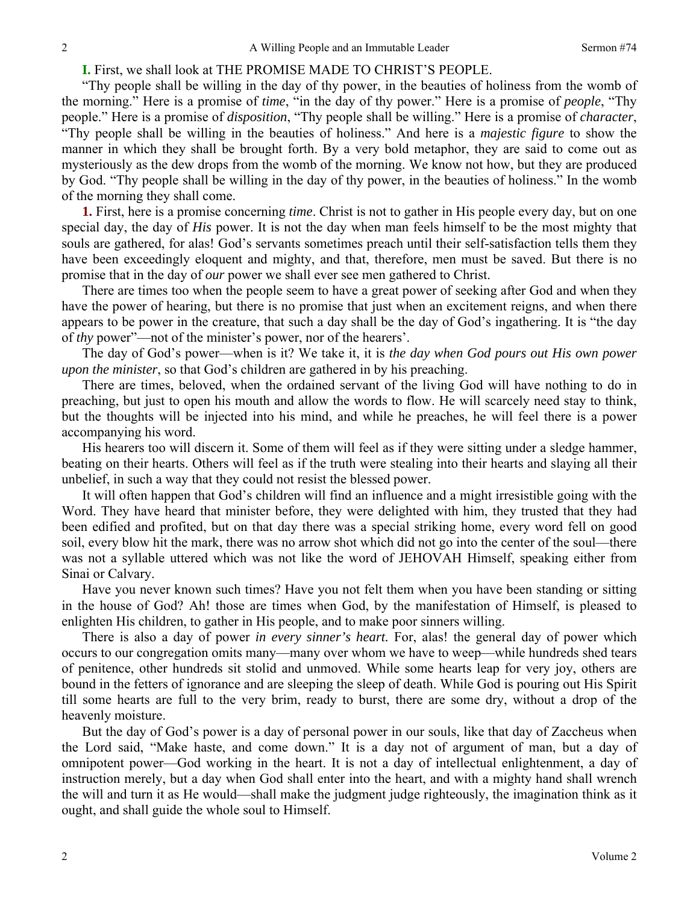**I.** First, we shall look at THE PROMISE MADE TO CHRIST'S PEOPLE.

"Thy people shall be willing in the day of thy power, in the beauties of holiness from the womb of the morning." Here is a promise of *time*, "in the day of thy power." Here is a promise of *people*, "Thy people." Here is a promise of *disposition*, "Thy people shall be willing." Here is a promise of *character*, "Thy people shall be willing in the beauties of holiness." And here is a *majestic figure* to show the manner in which they shall be brought forth. By a very bold metaphor, they are said to come out as mysteriously as the dew drops from the womb of the morning. We know not how, but they are produced by God. "Thy people shall be willing in the day of thy power, in the beauties of holiness." In the womb of the morning they shall come.

**1.** First, here is a promise concerning *time*. Christ is not to gather in His people every day, but on one special day, the day of *His* power. It is not the day when man feels himself to be the most mighty that souls are gathered, for alas! God's servants sometimes preach until their self-satisfaction tells them they have been exceedingly eloquent and mighty, and that, therefore, men must be saved. But there is no promise that in the day of *our* power we shall ever see men gathered to Christ.

There are times too when the people seem to have a great power of seeking after God and when they have the power of hearing, but there is no promise that just when an excitement reigns, and when there appears to be power in the creature, that such a day shall be the day of God's ingathering. It is "the day of *thy* power"—not of the minister's power, nor of the hearers'.

The day of God's power—when is it? We take it, it is *the day when God pours out His own power upon the minister*, so that God's children are gathered in by his preaching.

There are times, beloved, when the ordained servant of the living God will have nothing to do in preaching, but just to open his mouth and allow the words to flow. He will scarcely need stay to think, but the thoughts will be injected into his mind, and while he preaches, he will feel there is a power accompanying his word.

His hearers too will discern it. Some of them will feel as if they were sitting under a sledge hammer, beating on their hearts. Others will feel as if the truth were stealing into their hearts and slaying all their unbelief, in such a way that they could not resist the blessed power.

It will often happen that God's children will find an influence and a might irresistible going with the Word. They have heard that minister before, they were delighted with him, they trusted that they had been edified and profited, but on that day there was a special striking home, every word fell on good soil, every blow hit the mark, there was no arrow shot which did not go into the center of the soul—there was not a syllable uttered which was not like the word of JEHOVAH Himself, speaking either from Sinai or Calvary.

Have you never known such times? Have you not felt them when you have been standing or sitting in the house of God? Ah! those are times when God, by the manifestation of Himself, is pleased to enlighten His children, to gather in His people, and to make poor sinners willing.

There is also a day of power *in every sinner's heart.* For, alas! the general day of power which occurs to our congregation omits many—many over whom we have to weep—while hundreds shed tears of penitence, other hundreds sit stolid and unmoved. While some hearts leap for very joy, others are bound in the fetters of ignorance and are sleeping the sleep of death. While God is pouring out His Spirit till some hearts are full to the very brim, ready to burst, there are some dry, without a drop of the heavenly moisture.

But the day of God's power is a day of personal power in our souls, like that day of Zaccheus when the Lord said, "Make haste, and come down." It is a day not of argument of man, but a day of omnipotent power—God working in the heart. It is not a day of intellectual enlightenment, a day of instruction merely, but a day when God shall enter into the heart, and with a mighty hand shall wrench the will and turn it as He would—shall make the judgment judge righteously, the imagination think as it ought, and shall guide the whole soul to Himself.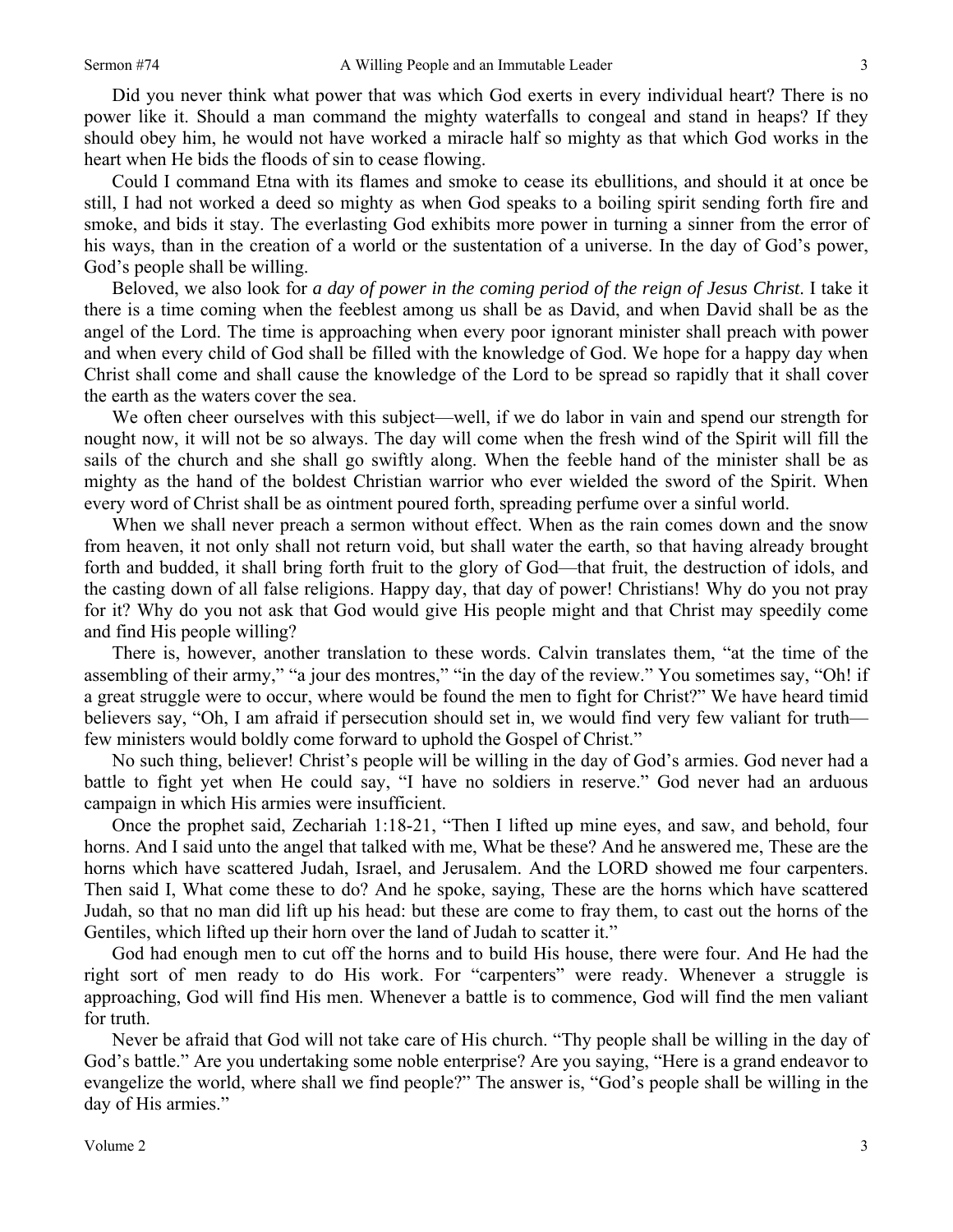Did you never think what power that was which God exerts in every individual heart? There is no power like it. Should a man command the mighty waterfalls to congeal and stand in heaps? If they should obey him, he would not have worked a miracle half so mighty as that which God works in the heart when He bids the floods of sin to cease flowing.

Could I command Etna with its flames and smoke to cease its ebullitions, and should it at once be still, I had not worked a deed so mighty as when God speaks to a boiling spirit sending forth fire and smoke, and bids it stay. The everlasting God exhibits more power in turning a sinner from the error of his ways, than in the creation of a world or the sustentation of a universe. In the day of God's power, God's people shall be willing.

Beloved, we also look for *a day of power in the coming period of the reign of Jesus Christ*. I take it there is a time coming when the feeblest among us shall be as David, and when David shall be as the angel of the Lord. The time is approaching when every poor ignorant minister shall preach with power and when every child of God shall be filled with the knowledge of God. We hope for a happy day when Christ shall come and shall cause the knowledge of the Lord to be spread so rapidly that it shall cover the earth as the waters cover the sea.

We often cheer ourselves with this subject—well, if we do labor in vain and spend our strength for nought now, it will not be so always. The day will come when the fresh wind of the Spirit will fill the sails of the church and she shall go swiftly along. When the feeble hand of the minister shall be as mighty as the hand of the boldest Christian warrior who ever wielded the sword of the Spirit. When every word of Christ shall be as ointment poured forth, spreading perfume over a sinful world.

When we shall never preach a sermon without effect. When as the rain comes down and the snow from heaven, it not only shall not return void, but shall water the earth, so that having already brought forth and budded, it shall bring forth fruit to the glory of God—that fruit, the destruction of idols, and the casting down of all false religions. Happy day, that day of power! Christians! Why do you not pray for it? Why do you not ask that God would give His people might and that Christ may speedily come and find His people willing?

There is, however, another translation to these words. Calvin translates them, "at the time of the assembling of their army," "a jour des montres," "in the day of the review." You sometimes say, "Oh! if a great struggle were to occur, where would be found the men to fight for Christ?" We have heard timid believers say, "Oh, I am afraid if persecution should set in, we would find very few valiant for truth—few ministers would boldly come forward to uphold the Gospel of Christ."

No such thing, believer! Christ's people will be willing in the day of God's armies. God never had a battle to fight yet when He could say, "I have no soldiers in reserve." God never had an arduous campaign in which His armies were insufficient.

Once the prophet said, Zechariah 1:18-21, "Then I lifted up mine eyes, and saw, and behold, four horns. And I said unto the angel that talked with me, What be these? And he answered me, These are the horns which have scattered Judah, Israel, and Jerusalem. And the LORD showed me four carpenters. Then said I, What come these to do? And he spoke, saying, These are the horns which have scattered Judah, so that no man did lift up his head: but these are come to fray them, to cast out the horns of the Gentiles, which lifted up their horn over the land of Judah to scatter it."

God had enough men to cut off the horns and to build His house, there were four. And He had the right sort of men ready to do His work. For "carpenters" were ready. Whenever a struggle is approaching, God will find His men. Whenever a battle is to commence, God will find the men valiant for truth.

Never be afraid that God will not take care of His church. "Thy people shall be willing in the day of God's battle." Are you undertaking some noble enterprise? Are you saying, "Here is a grand endeavor to evangelize the world, where shall we find people?" The answer is, "God's people shall be willing in the day of His armies."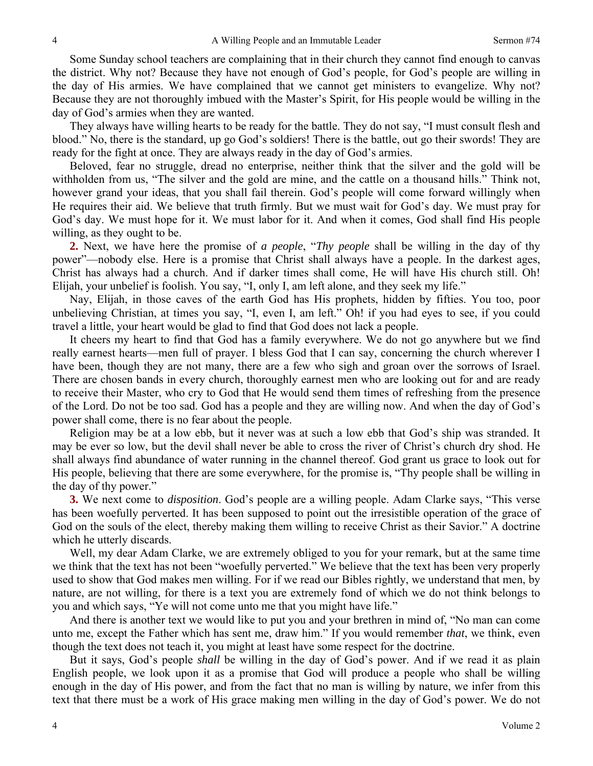Some Sunday school teachers are complaining that in their church they cannot find enough to canvas the district. Why not? Because they have not enough of God's people, for God's people are willing in the day of His armies. We have complained that we cannot get ministers to evangelize. Why not? Because they are not thoroughly imbued with the Master's Spirit, for His people would be willing in the day of God's armies when they are wanted.

They always have willing hearts to be ready for the battle. They do not say, "I must consult flesh and blood." No, there is the standard, up go God's soldiers! There is the battle, out go their swords! They are ready for the fight at once. They are always ready in the day of God's armies.

Beloved, fear no struggle, dread no enterprise, neither think that the silver and the gold will be withholden from us, "The silver and the gold are mine, and the cattle on a thousand hills." Think not, however grand your ideas, that you shall fail therein. God's people will come forward willingly when He requires their aid. We believe that truth firmly. But we must wait for God's day. We must pray for God's day. We must hope for it. We must labor for it. And when it comes, God shall find His people willing, as they ought to be.

**2.** Next, we have here the promise of *a people*, "*Thy people* shall be willing in the day of thy power"—nobody else. Here is a promise that Christ shall always have a people. In the darkest ages, Christ has always had a church. And if darker times shall come, He will have His church still. Oh! Elijah, your unbelief is foolish. You say, "I, only I, am left alone, and they seek my life."

Nay, Elijah, in those caves of the earth God has His prophets, hidden by fifties. You too, poor unbelieving Christian, at times you say, "I, even I, am left." Oh! if you had eyes to see, if you could travel a little, your heart would be glad to find that God does not lack a people.

It cheers my heart to find that God has a family everywhere. We do not go anywhere but we find really earnest hearts—men full of prayer. I bless God that I can say, concerning the church wherever I have been, though they are not many, there are a few who sigh and groan over the sorrows of Israel. There are chosen bands in every church, thoroughly earnest men who are looking out for and are ready to receive their Master, who cry to God that He would send them times of refreshing from the presence of the Lord. Do not be too sad. God has a people and they are willing now. And when the day of God's power shall come, there is no fear about the people.

Religion may be at a low ebb, but it never was at such a low ebb that God's ship was stranded. It may be ever so low, but the devil shall never be able to cross the river of Christ's church dry shod. He shall always find abundance of water running in the channel thereof. God grant us grace to look out for His people, believing that there are some everywhere, for the promise is, "Thy people shall be willing in the day of thy power."

**3.** We next come to *disposition*. God's people are a willing people. Adam Clarke says, "This verse has been woefully perverted. It has been supposed to point out the irresistible operation of the grace of God on the souls of the elect, thereby making them willing to receive Christ as their Savior." A doctrine which he utterly discards.

Well, my dear Adam Clarke, we are extremely obliged to you for your remark, but at the same time we think that the text has not been "woefully perverted." We believe that the text has been very properly used to show that God makes men willing. For if we read our Bibles rightly, we understand that men, by nature, are not willing, for there is a text you are extremely fond of which we do not think belongs to you and which says, "Ye will not come unto me that you might have life."

And there is another text we would like to put you and your brethren in mind of, "No man can come unto me, except the Father which has sent me, draw him." If you would remember *that*, we think, even though the text does not teach it, you might at least have some respect for the doctrine.

But it says, God's people *shall* be willing in the day of God's power. And if we read it as plain English people, we look upon it as a promise that God will produce a people who shall be willing enough in the day of His power, and from the fact that no man is willing by nature, we infer from this text that there must be a work of His grace making men willing in the day of God's power. We do not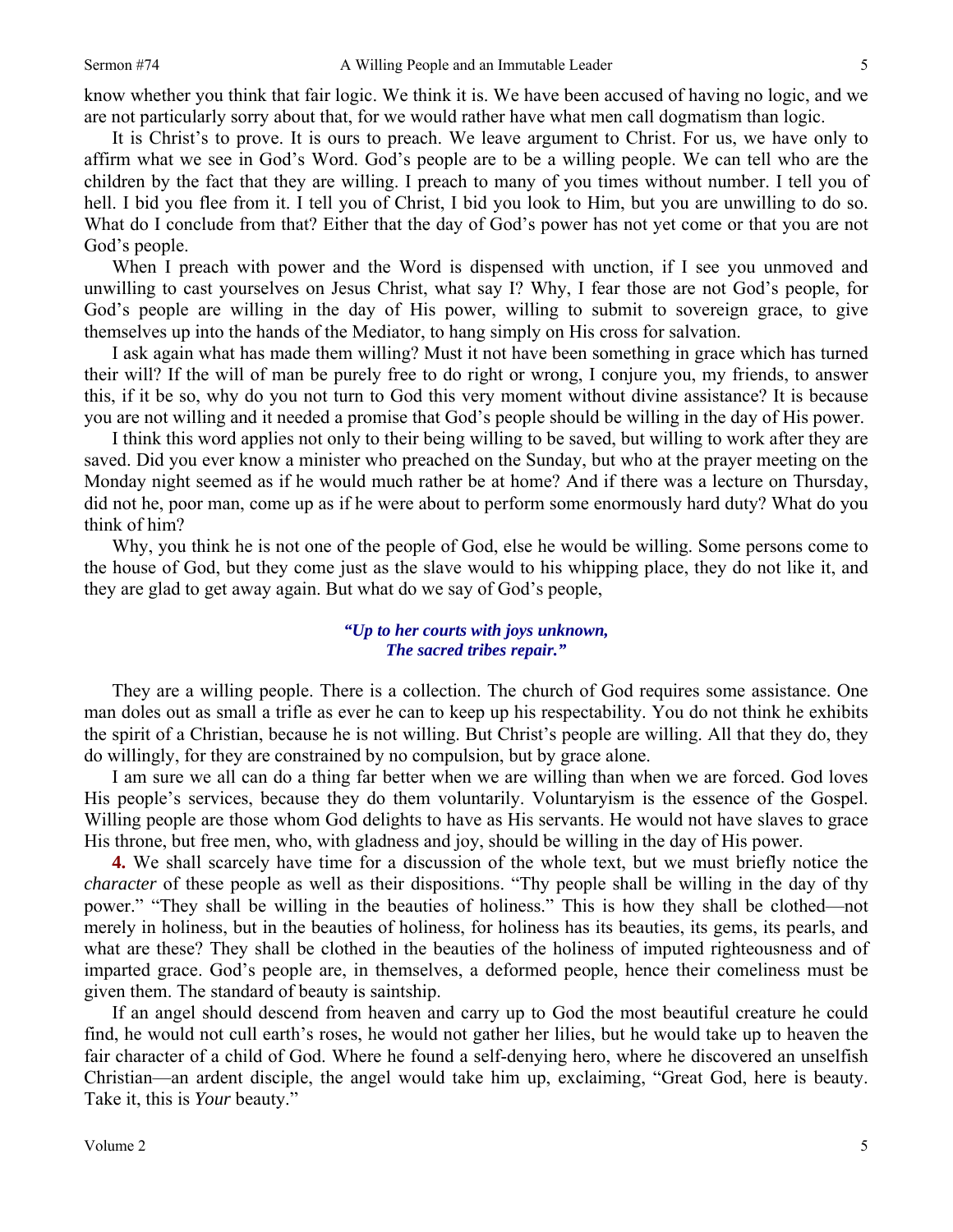know whether you think that fair logic. We think it is. We have been accused of having no logic, and we are not particularly sorry about that, for we would rather have what men call dogmatism than logic.

It is Christ's to prove. It is ours to preach. We leave argument to Christ. For us, we have only to affirm what we see in God's Word. God's people are to be a willing people. We can tell who are the children by the fact that they are willing. I preach to many of you times without number. I tell you of hell. I bid you flee from it. I tell you of Christ, I bid you look to Him, but you are unwilling to do so. What do I conclude from that? Either that the day of God's power has not yet come or that you are not God's people.

When I preach with power and the Word is dispensed with unction, if I see you unmoved and unwilling to cast yourselves on Jesus Christ, what say I? Why, I fear those are not God's people, for God's people are willing in the day of His power, willing to submit to sovereign grace, to give themselves up into the hands of the Mediator, to hang simply on His cross for salvation.

I ask again what has made them willing? Must it not have been something in grace which has turned their will? If the will of man be purely free to do right or wrong, I conjure you, my friends, to answer this, if it be so, why do you not turn to God this very moment without divine assistance? It is because you are not willing and it needed a promise that God's people should be willing in the day of His power.

I think this word applies not only to their being willing to be saved, but willing to work after they are saved. Did you ever know a minister who preached on the Sunday, but who at the prayer meeting on the Monday night seemed as if he would much rather be at home? And if there was a lecture on Thursday, did not he, poor man, come up as if he were about to perform some enormously hard duty? What do you think of him?

Why, you think he is not one of the people of God, else he would be willing. Some persons come to the house of God, but they come just as the slave would to his whipping place, they do not like it, and they are glad to get away again. But what do we say of God's people,

> ***"Up to her courts with joys unknown,***
> ***The sacred tribes repair."***

They are a willing people. There is a collection. The church of God requires some assistance. One man doles out as small a trifle as ever he can to keep up his respectability. You do not think he exhibits the spirit of a Christian, because he is not willing. But Christ's people are willing. All that they do, they do willingly, for they are constrained by no compulsion, but by grace alone.

I am sure we all can do a thing far better when we are willing than when we are forced. God loves His people's services, because they do them voluntarily. Voluntaryism is the essence of the Gospel. Willing people are those whom God delights to have as His servants. He would not have slaves to grace His throne, but free men, who, with gladness and joy, should be willing in the day of His power.

**4.** We shall scarcely have time for a discussion of the whole text, but we must briefly notice the *character* of these people as well as their dispositions. "Thy people shall be willing in the day of thy power." "They shall be willing in the beauties of holiness." This is how they shall be clothed—not merely in holiness, but in the beauties of holiness, for holiness has its beauties, its gems, its pearls, and what are these? They shall be clothed in the beauties of the holiness of imputed righteousness and of imparted grace. God's people are, in themselves, a deformed people, hence their comeliness must be given them. The standard of beauty is saintship.

If an angel should descend from heaven and carry up to God the most beautiful creature he could find, he would not cull earth's roses, he would not gather her lilies, but he would take up to heaven the fair character of a child of God. Where he found a self-denying hero, where he discovered an unselfish Christian—an ardent disciple, the angel would take him up, exclaiming, "Great God, here is beauty. Take it, this is *Your* beauty."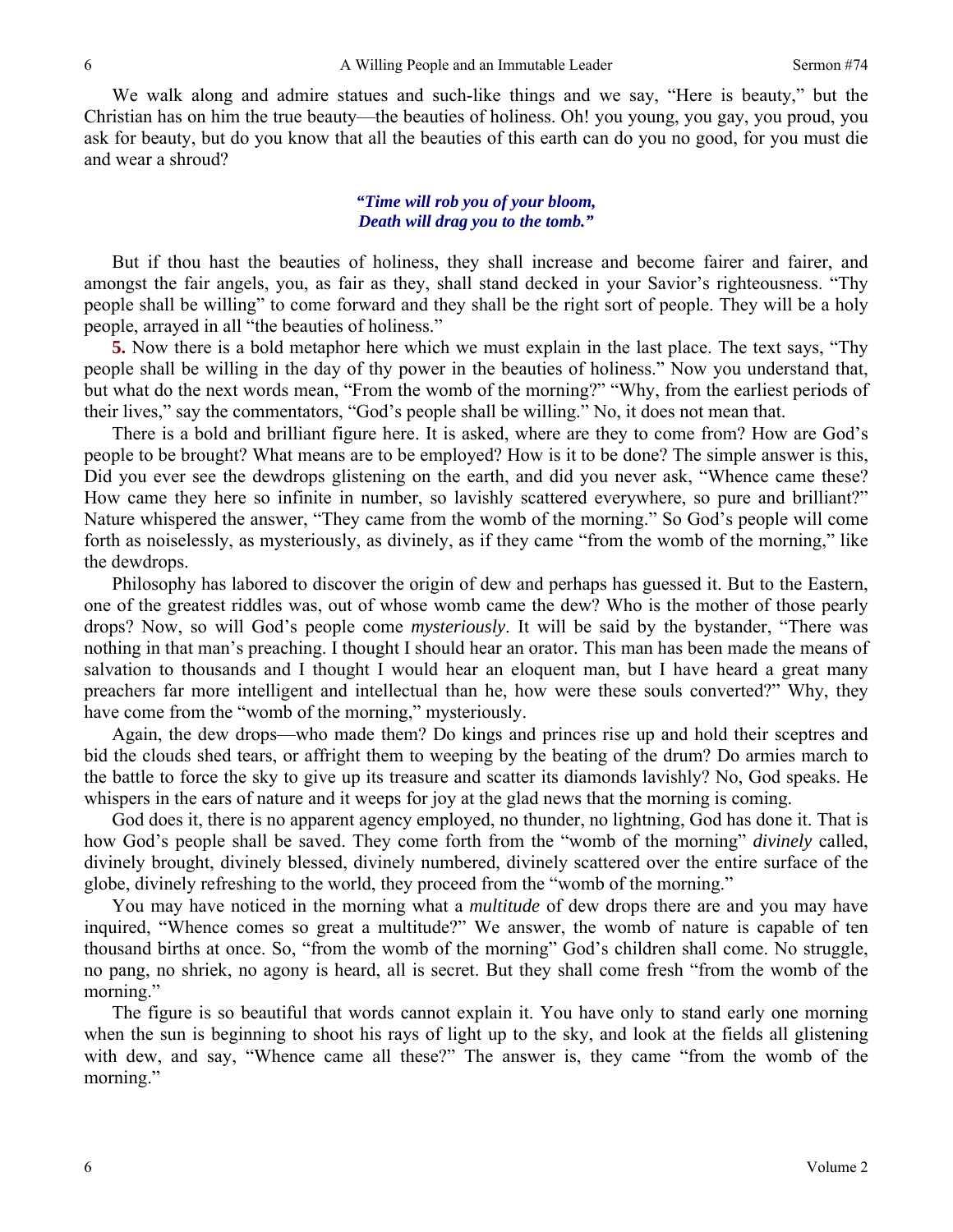We walk along and admire statues and such-like things and we say, "Here is beauty," but the Christian has on him the true beauty—the beauties of holiness. Oh! you young, you gay, you proud, you ask for beauty, but do you know that all the beauties of this earth can do you no good, for you must die and wear a shroud?

> ***"Time will rob you of your bloom,***
> ***Death will drag you to the tomb."***

But if thou hast the beauties of holiness, they shall increase and become fairer and fairer, and amongst the fair angels, you, as fair as they, shall stand decked in your Savior's righteousness. "Thy people shall be willing" to come forward and they shall be the right sort of people. They will be a holy people, arrayed in all "the beauties of holiness."

**5.** Now there is a bold metaphor here which we must explain in the last place. The text says, "Thy people shall be willing in the day of thy power in the beauties of holiness." Now you understand that, but what do the next words mean, "From the womb of the morning?" "Why, from the earliest periods of their lives," say the commentators, "God's people shall be willing." No, it does not mean that.

There is a bold and brilliant figure here. It is asked, where are they to come from? How are God's people to be brought? What means are to be employed? How is it to be done? The simple answer is this, Did you ever see the dewdrops glistening on the earth, and did you never ask, "Whence came these? How came they here so infinite in number, so lavishly scattered everywhere, so pure and brilliant?" Nature whispered the answer, "They came from the womb of the morning." So God's people will come forth as noiselessly, as mysteriously, as divinely, as if they came "from the womb of the morning," like the dewdrops.

Philosophy has labored to discover the origin of dew and perhaps has guessed it. But to the Eastern, one of the greatest riddles was, out of whose womb came the dew? Who is the mother of those pearly drops? Now, so will God's people come *mysteriously*. It will be said by the bystander, "There was nothing in that man's preaching. I thought I should hear an orator. This man has been made the means of salvation to thousands and I thought I would hear an eloquent man, but I have heard a great many preachers far more intelligent and intellectual than he, how were these souls converted?" Why, they have come from the "womb of the morning," mysteriously.

Again, the dew drops—who made them? Do kings and princes rise up and hold their sceptres and bid the clouds shed tears, or affright them to weeping by the beating of the drum? Do armies march to the battle to force the sky to give up its treasure and scatter its diamonds lavishly? No, God speaks. He whispers in the ears of nature and it weeps for joy at the glad news that the morning is coming.

God does it, there is no apparent agency employed, no thunder, no lightning, God has done it. That is how God's people shall be saved. They come forth from the "womb of the morning" *divinely* called, divinely brought, divinely blessed, divinely numbered, divinely scattered over the entire surface of the globe, divinely refreshing to the world, they proceed from the "womb of the morning."

You may have noticed in the morning what a *multitude* of dew drops there are and you may have inquired, "Whence comes so great a multitude?" We answer, the womb of nature is capable of ten thousand births at once. So, "from the womb of the morning" God's children shall come. No struggle, no pang, no shriek, no agony is heard, all is secret. But they shall come fresh "from the womb of the morning."

The figure is so beautiful that words cannot explain it. You have only to stand early one morning when the sun is beginning to shoot his rays of light up to the sky, and look at the fields all glistening with dew, and say, "Whence came all these?" The answer is, they came "from the womb of the morning."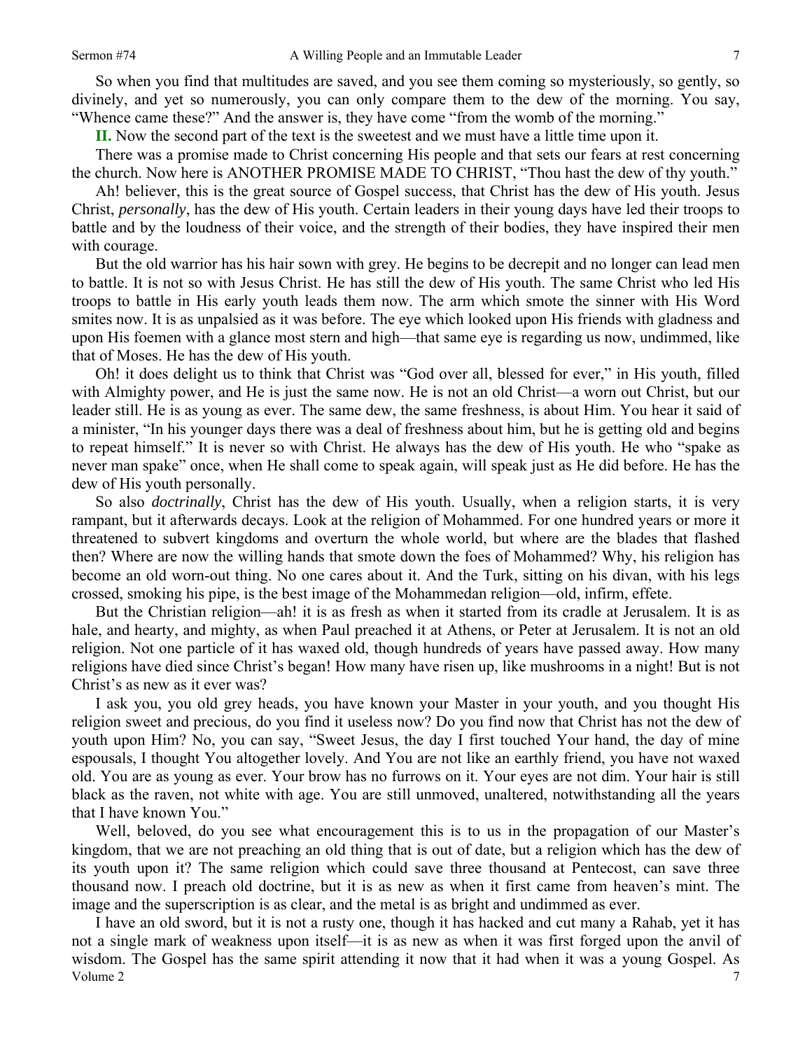So when you find that multitudes are saved, and you see them coming so mysteriously, so gently, so divinely, and yet so numerously, you can only compare them to the dew of the morning. You say, "Whence came these?" And the answer is, they have come "from the womb of the morning."

**II.** Now the second part of the text is the sweetest and we must have a little time upon it.

There was a promise made to Christ concerning His people and that sets our fears at rest concerning the church. Now here is ANOTHER PROMISE MADE TO CHRIST, "Thou hast the dew of thy youth."

Ah! believer, this is the great source of Gospel success, that Christ has the dew of His youth. Jesus Christ, *personally*, has the dew of His youth. Certain leaders in their young days have led their troops to battle and by the loudness of their voice, and the strength of their bodies, they have inspired their men with courage.

But the old warrior has his hair sown with grey. He begins to be decrepit and no longer can lead men to battle. It is not so with Jesus Christ. He has still the dew of His youth. The same Christ who led His troops to battle in His early youth leads them now. The arm which smote the sinner with His Word smites now. It is as unpalsied as it was before. The eye which looked upon His friends with gladness and upon His foemen with a glance most stern and high—that same eye is regarding us now, undimmed, like that of Moses. He has the dew of His youth.

Oh! it does delight us to think that Christ was "God over all, blessed for ever," in His youth, filled with Almighty power, and He is just the same now. He is not an old Christ—a worn out Christ, but our leader still. He is as young as ever. The same dew, the same freshness, is about Him. You hear it said of a minister, "In his younger days there was a deal of freshness about him, but he is getting old and begins to repeat himself." It is never so with Christ. He always has the dew of His youth. He who "spake as never man spake" once, when He shall come to speak again, will speak just as He did before. He has the dew of His youth personally.

So also *doctrinally*, Christ has the dew of His youth. Usually, when a religion starts, it is very rampant, but it afterwards decays. Look at the religion of Mohammed. For one hundred years or more it threatened to subvert kingdoms and overturn the whole world, but where are the blades that flashed then? Where are now the willing hands that smote down the foes of Mohammed? Why, his religion has become an old worn-out thing. No one cares about it. And the Turk, sitting on his divan, with his legs crossed, smoking his pipe, is the best image of the Mohammedan religion—old, infirm, effete.

But the Christian religion—ah! it is as fresh as when it started from its cradle at Jerusalem. It is as hale, and hearty, and mighty, as when Paul preached it at Athens, or Peter at Jerusalem. It is not an old religion. Not one particle of it has waxed old, though hundreds of years have passed away. How many religions have died since Christ's began! How many have risen up, like mushrooms in a night! But is not Christ's as new as it ever was?

I ask you, you old grey heads, you have known your Master in your youth, and you thought His religion sweet and precious, do you find it useless now? Do you find now that Christ has not the dew of youth upon Him? No, you can say, "Sweet Jesus, the day I first touched Your hand, the day of mine espousals, I thought You altogether lovely. And You are not like an earthly friend, you have not waxed old. You are as young as ever. Your brow has no furrows on it. Your eyes are not dim. Your hair is still black as the raven, not white with age. You are still unmoved, unaltered, notwithstanding all the years that I have known You."

Well, beloved, do you see what encouragement this is to us in the propagation of our Master's kingdom, that we are not preaching an old thing that is out of date, but a religion which has the dew of its youth upon it? The same religion which could save three thousand at Pentecost, can save three thousand now. I preach old doctrine, but it is as new as when it first came from heaven's mint. The image and the superscription is as clear, and the metal is as bright and undimmed as ever.

I have an old sword, but it is not a rusty one, though it has hacked and cut many a Rahab, yet it has not a single mark of weakness upon itself—it is as new as when it was first forged upon the anvil of wisdom. The Gospel has the same spirit attending it now that it had when it was a young Gospel. As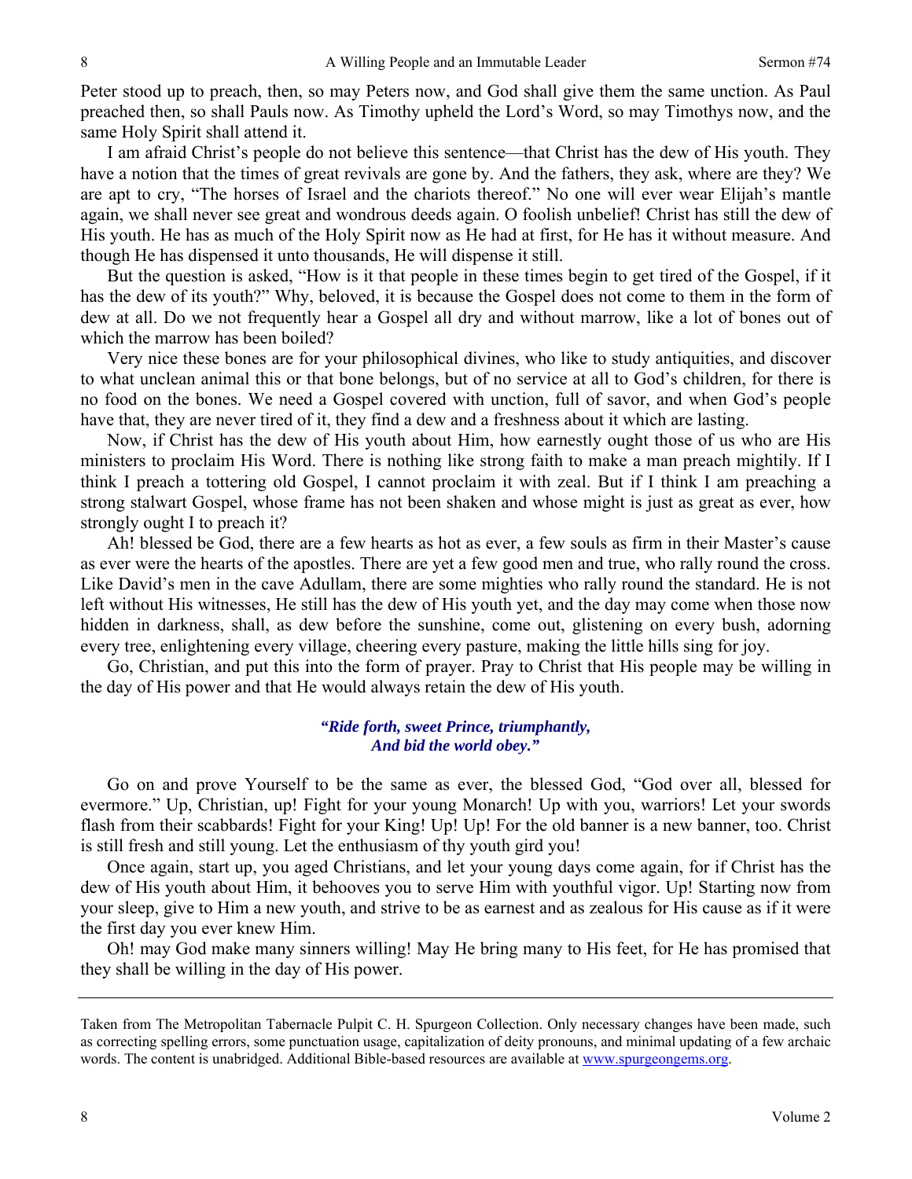Peter stood up to preach, then, so may Peters now, and God shall give them the same unction. As Paul preached then, so shall Pauls now. As Timothy upheld the Lord's Word, so may Timothys now, and the same Holy Spirit shall attend it.

I am afraid Christ's people do not believe this sentence—that Christ has the dew of His youth. They have a notion that the times of great revivals are gone by. And the fathers, they ask, where are they? We are apt to cry, "The horses of Israel and the chariots thereof." No one will ever wear Elijah's mantle again, we shall never see great and wondrous deeds again. O foolish unbelief! Christ has still the dew of His youth. He has as much of the Holy Spirit now as He had at first, for He has it without measure. And though He has dispensed it unto thousands, He will dispense it still.

But the question is asked, "How is it that people in these times begin to get tired of the Gospel, if it has the dew of its youth?" Why, beloved, it is because the Gospel does not come to them in the form of dew at all. Do we not frequently hear a Gospel all dry and without marrow, like a lot of bones out of which the marrow has been boiled?

Very nice these bones are for your philosophical divines, who like to study antiquities, and discover to what unclean animal this or that bone belongs, but of no service at all to God's children, for there is no food on the bones. We need a Gospel covered with unction, full of savor, and when God's people have that, they are never tired of it, they find a dew and a freshness about it which are lasting.

Now, if Christ has the dew of His youth about Him, how earnestly ought those of us who are His ministers to proclaim His Word. There is nothing like strong faith to make a man preach mightily. If I think I preach a tottering old Gospel, I cannot proclaim it with zeal. But if I think I am preaching a strong stalwart Gospel, whose frame has not been shaken and whose might is just as great as ever, how strongly ought I to preach it?

Ah! blessed be God, there are a few hearts as hot as ever, a few souls as firm in their Master's cause as ever were the hearts of the apostles. There are yet a few good men and true, who rally round the cross. Like David's men in the cave Adullam, there are some mighties who rally round the standard. He is not left without His witnesses, He still has the dew of His youth yet, and the day may come when those now hidden in darkness, shall, as dew before the sunshine, come out, glistening on every bush, adorning every tree, enlightening every village, cheering every pasture, making the little hills sing for joy.

Go, Christian, and put this into the form of prayer. Pray to Christ that His people may be willing in the day of His power and that He would always retain the dew of His youth.

***"Ride forth, sweet Prince, triumphantly,***
***And bid the world obey."***

Go on and prove Yourself to be the same as ever, the blessed God, "God over all, blessed for evermore." Up, Christian, up! Fight for your young Monarch! Up with you, warriors! Let your swords flash from their scabbards! Fight for your King! Up! Up! For the old banner is a new banner, too. Christ is still fresh and still young. Let the enthusiasm of thy youth gird you!

Once again, start up, you aged Christians, and let your young days come again, for if Christ has the dew of His youth about Him, it behooves you to serve Him with youthful vigor. Up! Starting now from your sleep, give to Him a new youth, and strive to be as earnest and as zealous for His cause as if it were the first day you ever knew Him.

Oh! may God make many sinners willing! May He bring many to His feet, for He has promised that they shall be willing in the day of His power.

---

Taken from The Metropolitan Tabernacle Pulpit C. H. Spurgeon Collection. Only necessary changes have been made, such as correcting spelling errors, some punctuation usage, capitalization of deity pronouns, and minimal updating of a few archaic words. The content is unabridged. Additional Bible-based resources are available at www.spurgeongems.org.